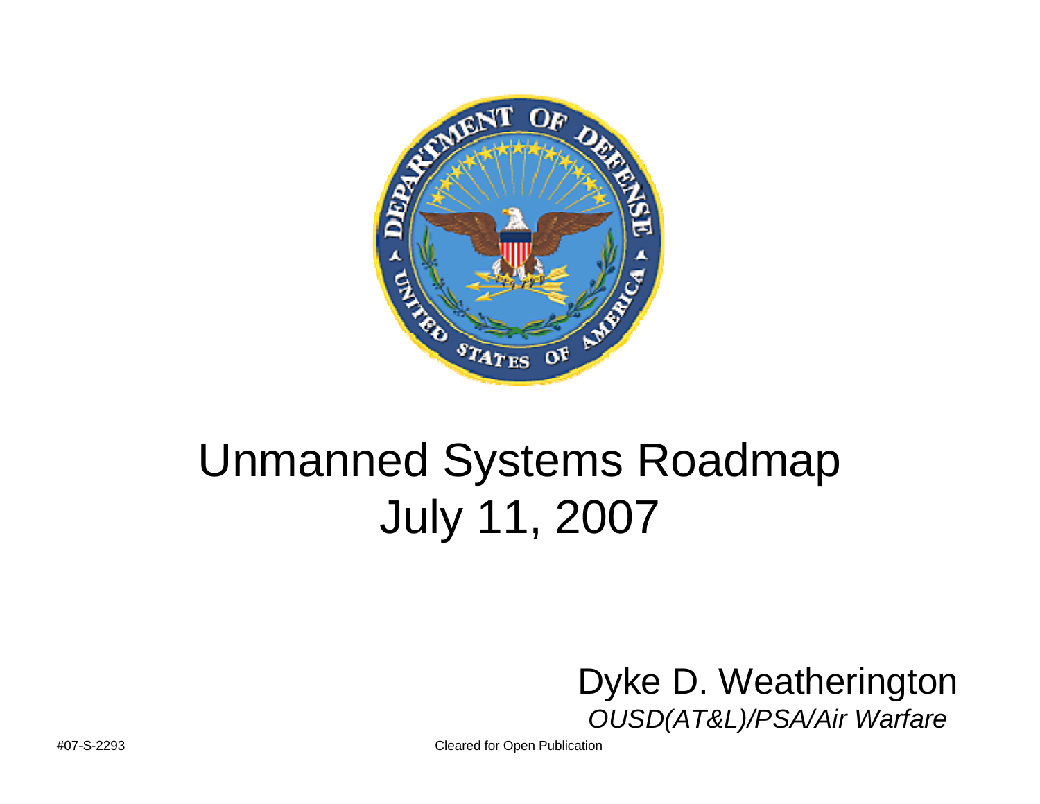# Unmanned Systems Roadmap
# July 11, 2007

Dyke D. Weatherington

*OUSD(AT&L)/PSA/Air Warfare*

#07-S-2293

Cleared for Open Publication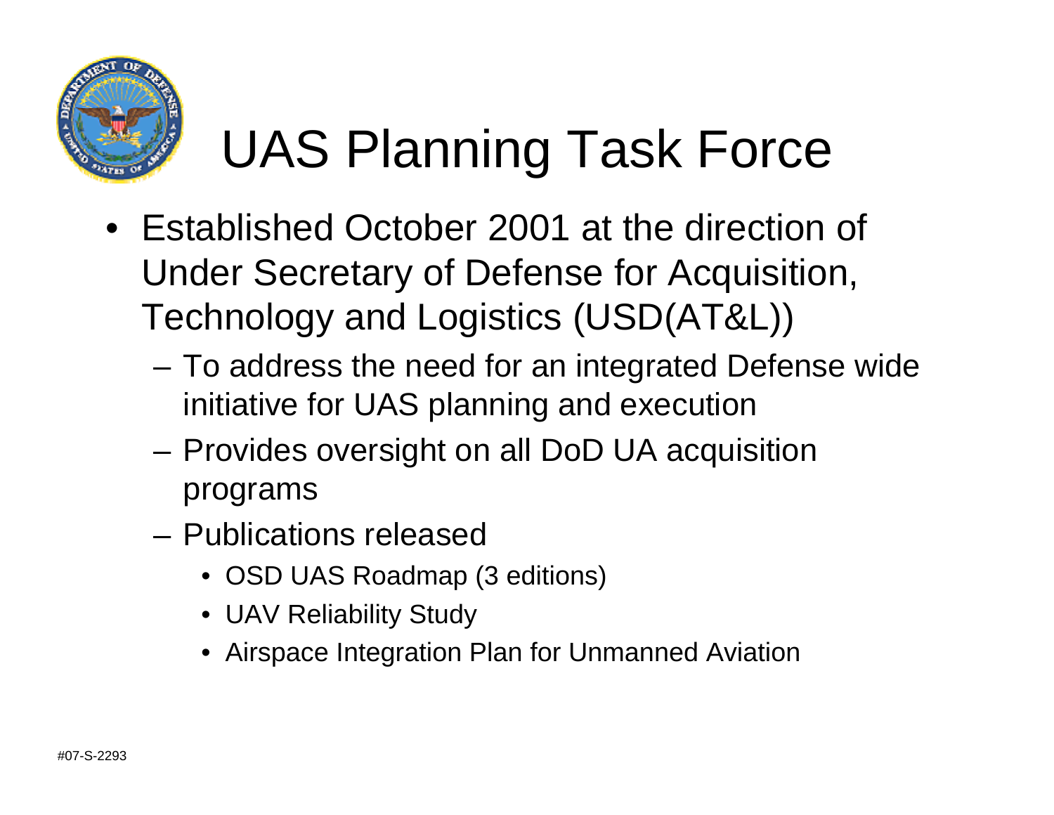# UAS Planning Task Force

- Established October 2001 at the direction of Under Secretary of Defense for Acquisition, Technology and Logistics (USD(AT&L))
  - To address the need for an integrated Defense wide initiative for UAS planning and execution
  - Provides oversight on all DoD UA acquisition programs
  - Publications released
    - OSD UAS Roadmap (3 editions)
    - UAV Reliability Study
    - Airspace Integration Plan for Unmanned Aviation

#07-S-2293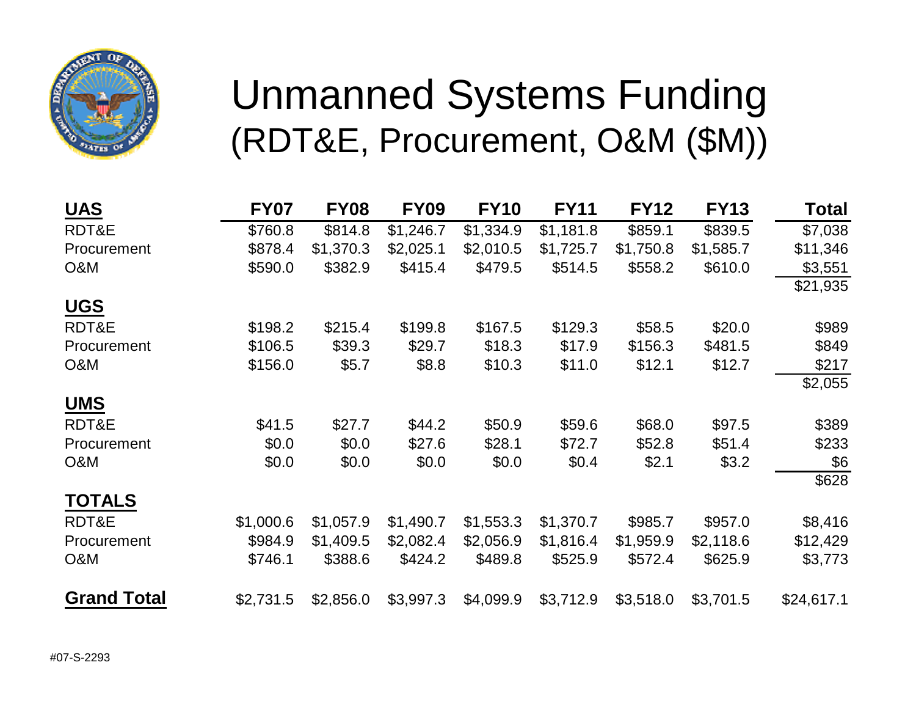# Unmanned Systems Funding (RDT&E, Procurement, O&M ($M))

| UAS | FY07 | FY08 | FY09 | FY10 | FY11 | FY12 | FY13 | Total |
|---|---|---|---|---|---|---|---|---|
| RDT&E | $760.8 | $814.8 | $1,246.7 | $1,334.9 | $1,181.8 | $859.1 | $839.5 | $7,038 |
| Procurement | $878.4 | $1,370.3 | $2,025.1 | $2,010.5 | $1,725.7 | $1,750.8 | $1,585.7 | $11,346 |
| O&M | $590.0 | $382.9 | $415.4 | $479.5 | $514.5 | $558.2 | $610.0 | $3,551 |
| | | | | | | | | $21,935 |
| **UGS** | | | | | | | | |
| RDT&E | $198.2 | $215.4 | $199.8 | $167.5 | $129.3 | $58.5 | $20.0 | $989 |
| Procurement | $106.5 | $39.3 | $29.7 | $18.3 | $17.9 | $156.3 | $481.5 | $849 |
| O&M | $156.0 | $5.7 | $8.8 | $10.3 | $11.0 | $12.1 | $12.7 | $217 |
| | | | | | | | | $2,055 |
| **UMS** | | | | | | | | |
| RDT&E | $41.5 | $27.7 | $44.2 | $50.9 | $59.6 | $68.0 | $97.5 | $389 |
| Procurement | $0.0 | $0.0 | $27.6 | $28.1 | $72.7 | $52.8 | $51.4 | $233 |
| O&M | $0.0 | $0.0 | $0.0 | $0.0 | $0.4 | $2.1 | $3.2 | $6 |
| | | | | | | | | $628 |
| **TOTALS** | | | | | | | | |
| RDT&E | $1,000.6 | $1,057.9 | $1,490.7 | $1,553.3 | $1,370.7 | $985.7 | $957.0 | $8,416 |
| Procurement | $984.9 | $1,409.5 | $2,082.4 | $2,056.9 | $1,816.4 | $1,959.9 | $2,118.6 | $12,429 |
| O&M | $746.1 | $388.6 | $424.2 | $489.8 | $525.9 | $572.4 | $625.9 | $3,773 |
| **Grand Total** | $2,731.5 | $2,856.0 | $3,997.3 | $4,099.9 | $3,712.9 | $3,518.0 | $3,701.5 | $24,617.1 |

#07-S-2293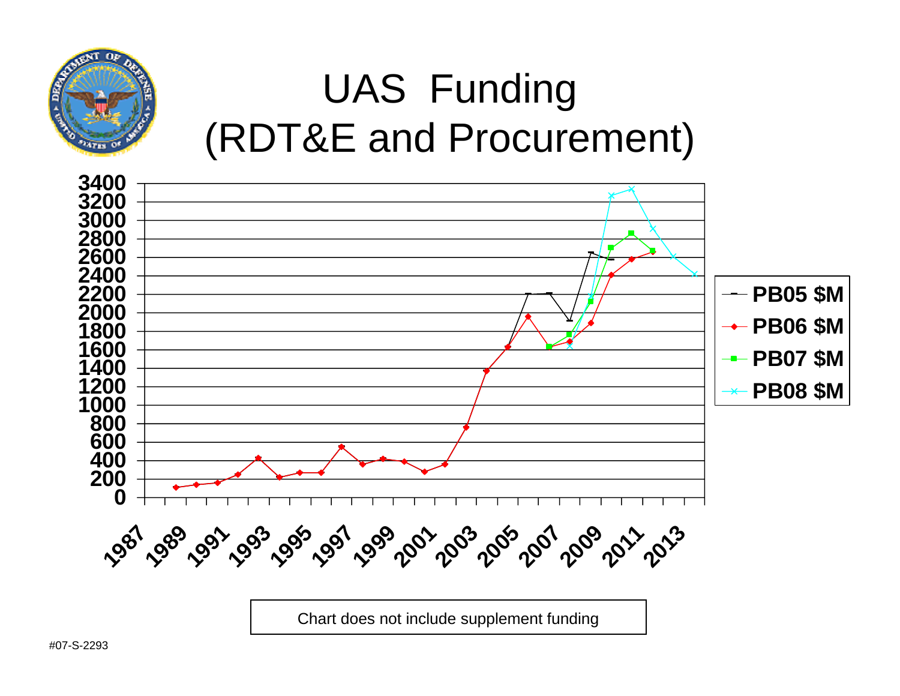# UAS Funding (RDT&E and Procurement)

Chart does not include supplement funding

#07-S-2293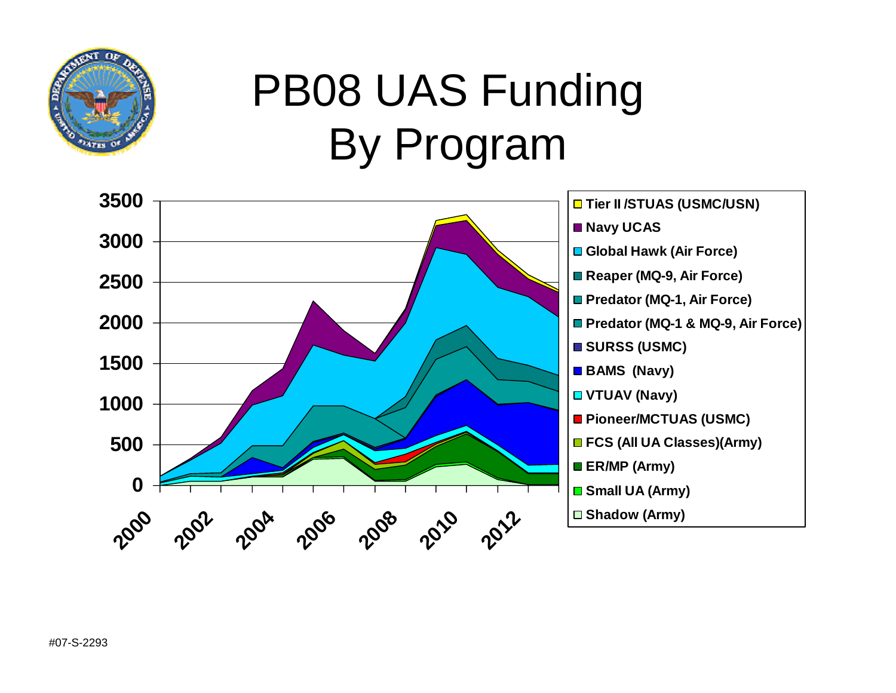# PB08 UAS Funding By Program

| Program |
| --- |
| Tier II /STUAS (USMC/USN) |
| Navy UCAS |
| Global Hawk (Air Force) |
| Reaper (MQ-9, Air Force) |
| Predator (MQ-1, Air Force) |
| Predator (MQ-1 & MQ-9, Air Force) |
| SURSS (USMC) |
| BAMS (Navy) |
| VTUAV (Navy) |
| Pioneer/MCTUAS (USMC) |
| FCS (All UA Classes)(Army) |
| ER/MP (Army) |
| Small UA (Army) |
| Shadow (Army) |

#07-S-2293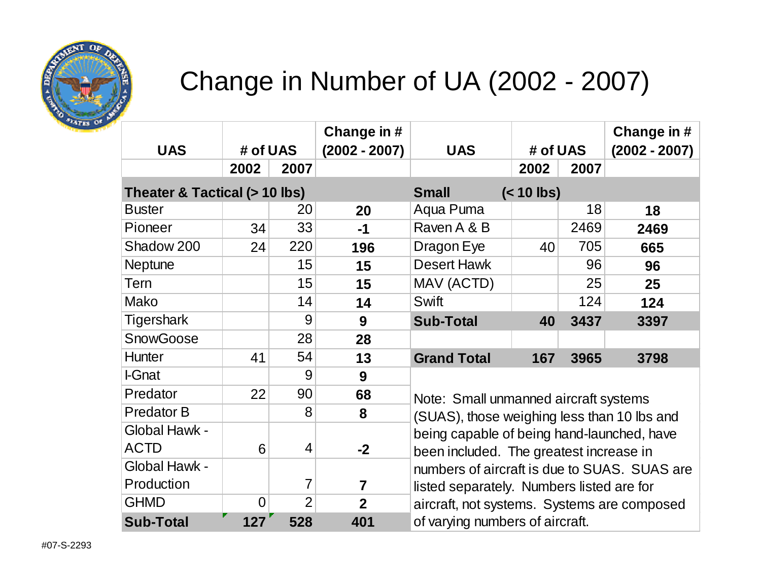# Change in Number of UA (2002 - 2007)

| UAS | # of UAS | | Change in # (2002 - 2007) |
|---|---|---|---|
| | 2002 | 2007 | |
| **Theater & Tactical (> 10 lbs)** | | | |
| Buster | | 20 | **20** |
| Pioneer | 34 | 33 | **-1** |
| Shadow 200 | 24 | 220 | **196** |
| Neptune | | 15 | **15** |
| Tern | | 15 | **15** |
| Mako | | 14 | **14** |
| Tigershark | | 9 | **9** |
| SnowGoose | | 28 | **28** |
| Hunter | 41 | 54 | **13** |
| I-Gnat | | 9 | **9** |
| Predator | 22 | 90 | **68** |
| Predator B | | 8 | **8** |
| Global Hawk - ACTD | 6 | 4 | **-2** |
| Global Hawk - Production | | 7 | **7** |
| GHMD | 0 | 2 | **2** |
| **Sub-Total** | **127** | **528** | **401** |

| UAS | # of UAS | | Change in # (2002 - 2007) |
|---|---|---|---|
| | 2002 | 2007 | |
| **Small (< 10 lbs)** | | | |
| Aqua Puma | | 18 | **18** |
| Raven A & B | | 2469 | **2469** |
| Dragon Eye | 40 | 705 | **665** |
| Desert Hawk | | 96 | **96** |
| MAV (ACTD) | | 25 | **25** |
| Swift | | 124 | **124** |
| **Sub-Total** | **40** | **3437** | **3397** |
| | | | |
| **Grand Total** | **167** | **3965** | **3798** |

Note: Small unmanned aircraft systems (SUAS), those weighing less than 10 lbs and being capable of being hand-launched, have been included. The greatest increase in numbers of aircraft is due to SUAS. SUAS are listed separately. Numbers listed are for aircraft, not systems. Systems are composed of varying numbers of aircraft.

#07-S-2293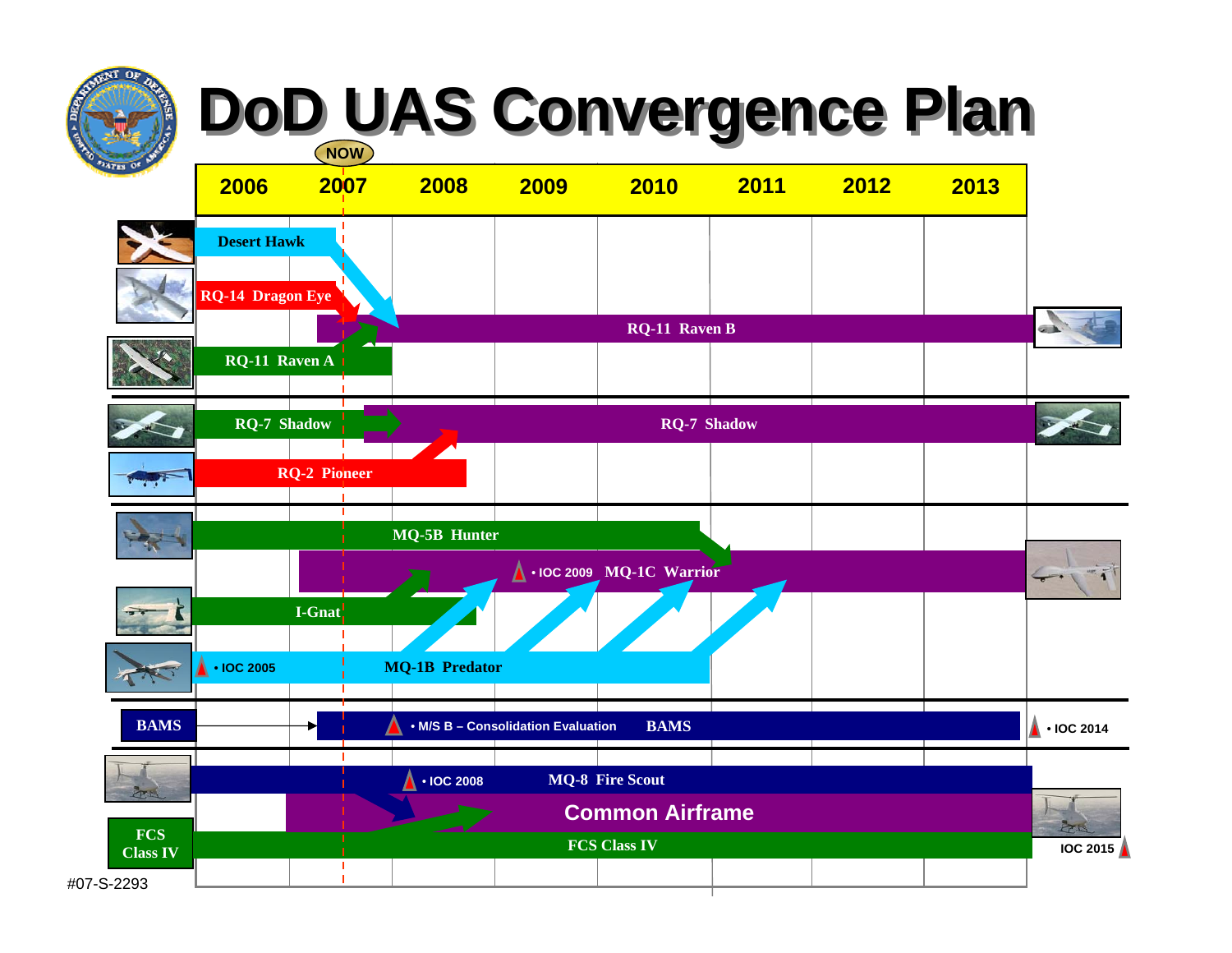# DoD UAS Convergence Plan

NOW

| 2006 | 2007 | 2008 | 2009 | 2010 | 2011 | 2012 | 2013 |
|---|---|---|---|---|---|---|---|

- Desert Hawk
- RQ-14 Dragon Eye
- RQ-11 Raven A
- RQ-11 Raven B

---

- RQ-7 Shadow
- RQ-2 Pioneer
- RQ-7 Shadow

---

- MQ-5B Hunter
- • IOC 2009 MQ-1C Warrior
- I-Gnat
- • IOC 2005 MQ-1B Predator

---

- BAMS
- • M/S B – Consolidation Evaluation BAMS
- • IOC 2014

---

- • IOC 2008 MQ-8 Fire Scout
- Common Airframe
- FCS Class IV
- IOC 2015

#07-S-2293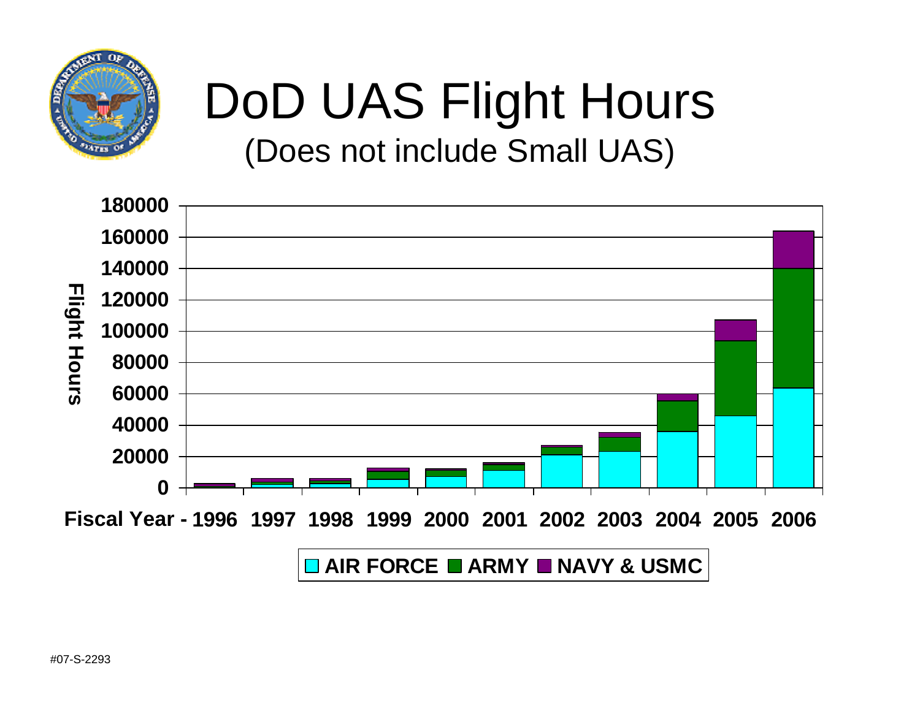# DoD UAS Flight Hours

(Does not include Small UAS)

Flight Hours

180000
160000
140000
120000
100000
80000
60000
40000
20000
0

Fiscal Year - 1996 1997 1998 1999 2000 2001 2002 2003 2004 2005 2006

AIR FORCE ARMY NAVY & USMC

#07-S-2293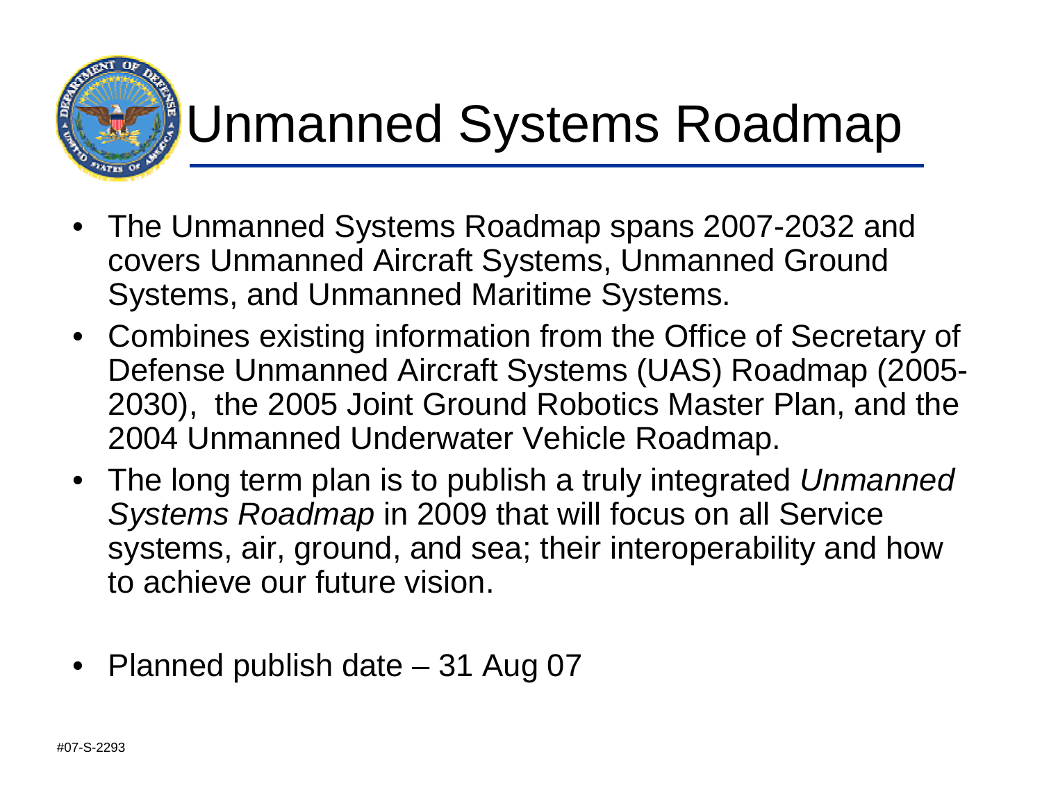# Unmanned Systems Roadmap

- The Unmanned Systems Roadmap spans 2007-2032 and covers Unmanned Aircraft Systems, Unmanned Ground Systems, and Unmanned Maritime Systems.
- Combines existing information from the Office of Secretary of Defense Unmanned Aircraft Systems (UAS) Roadmap (2005-2030), the 2005 Joint Ground Robotics Master Plan, and the 2004 Unmanned Underwater Vehicle Roadmap.
- The long term plan is to publish a truly integrated *Unmanned Systems Roadmap* in 2009 that will focus on all Service systems, air, ground, and sea; their interoperability and how to achieve our future vision.
- Planned publish date – 31 Aug 07

#07-S-2293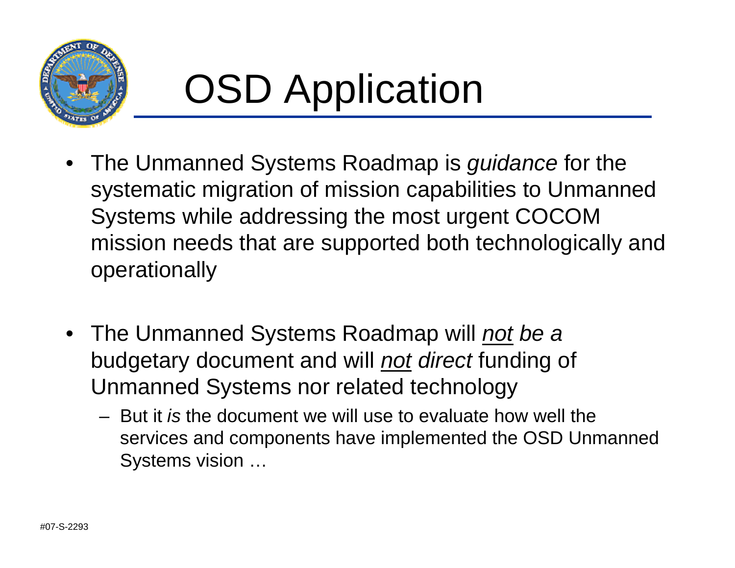# OSD Application

- The Unmanned Systems Roadmap is *guidance* for the systematic migration of mission capabilities to Unmanned Systems while addressing the most urgent COCOM mission needs that are supported both technologically and operationally

- The Unmanned Systems Roadmap will *<u>not</u> be a* budgetary document and will *<u>not</u> direct* funding of Unmanned Systems nor related technology
  - But it *is* the document we will use to evaluate how well the services and components have implemented the OSD Unmanned Systems vision …

#07-S-2293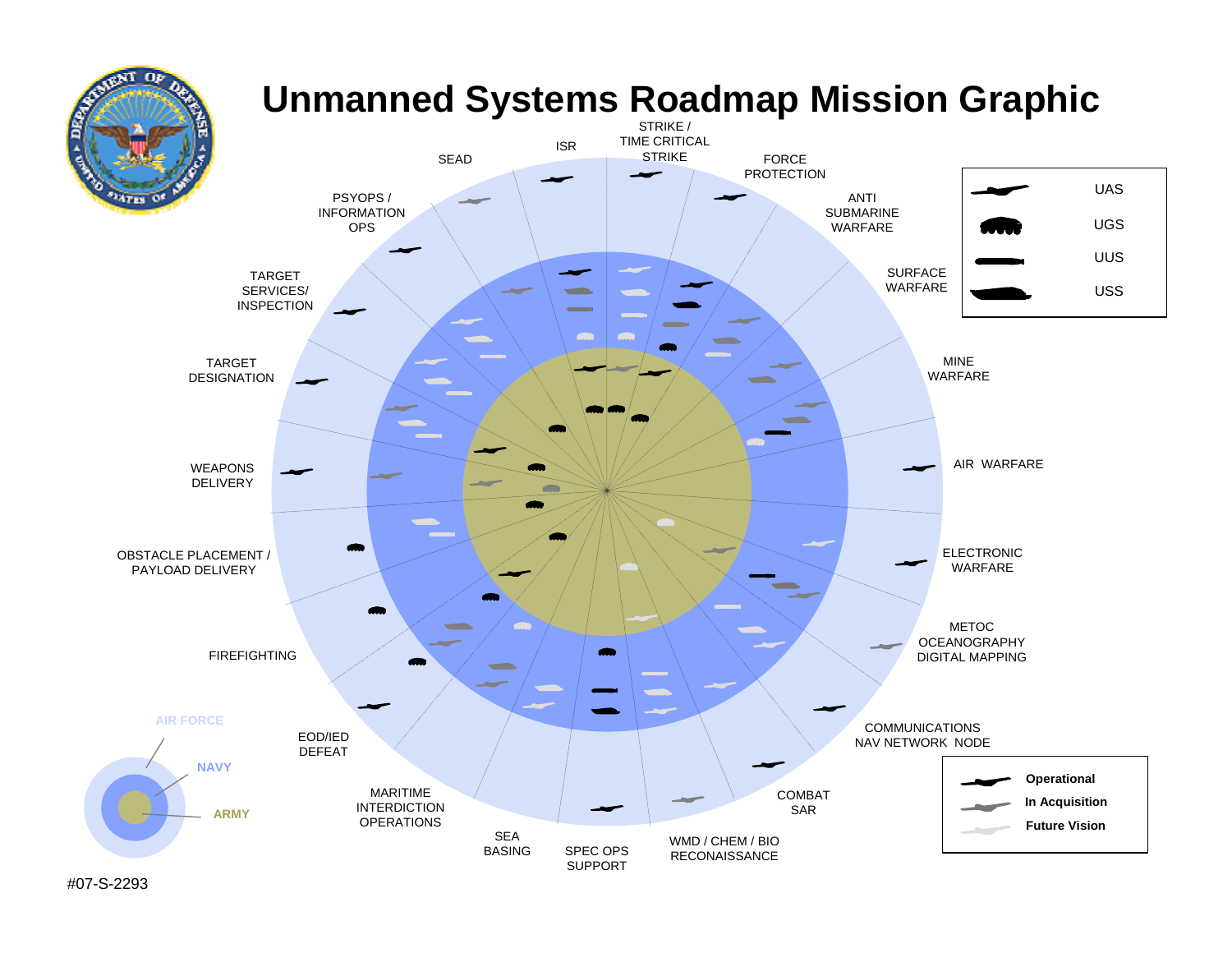# Unmanned Systems Roadmap Mission Graphic

STRIKE / TIME CRITICAL STRIKE

ISR

SEAD

FORCE PROTECTION

PSYOPS / INFORMATION OPS

ANTI SUBMARINE WARFARE

TARGET SERVICES/ INSPECTION

SURFACE WARFARE

TARGET DESIGNATION

MINE WARFARE

WEAPONS DELIVERY

AIR WARFARE

OBSTACLE PLACEMENT / PAYLOAD DELIVERY

ELECTRONIC WARFARE

FIREFIGHTING

METOC OCEANOGRAPHY DIGITAL MAPPING

EOD/IED DEFEAT

COMMUNICATIONS NAV NETWORK NODE

MARITIME INTERDICTION OPERATIONS

COMBAT SAR

SEA BASING

SPEC OPS SUPPORT

WMD / CHEM / BIO RECONAISSANCE

UAS

UGS

UUS

USS

AIR FORCE

NAVY

ARMY

Operational

In Acquisition

Future Vision

#07-S-2293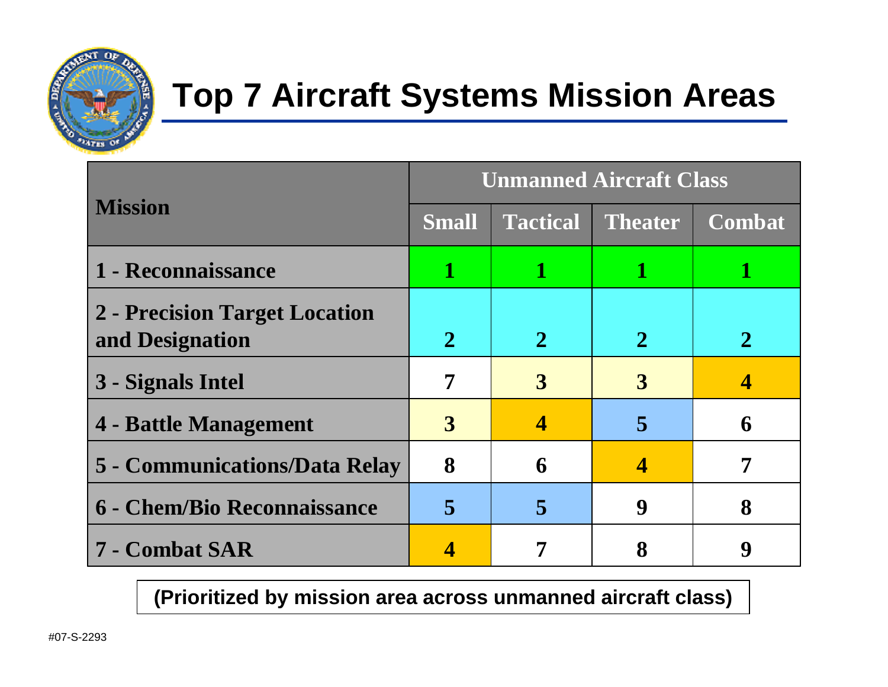# Top 7 Aircraft Systems Mission Areas

| Mission | Unmanned Aircraft Class | | | |
|---|---|---|---|---|
| | Small | Tactical | Theater | Combat |
| 1 - Reconnaissance | 1 | 1 | 1 | 1 |
| 2 - Precision Target Location and Designation | 2 | 2 | 2 | 2 |
| 3 - Signals Intel | 7 | 3 | 3 | 4 |
| 4 - Battle Management | 3 | 4 | 5 | 6 |
| 5 - Communications/Data Relay | 8 | 6 | 4 | 7 |
| 6 - Chem/Bio Reconnaissance | 5 | 5 | 9 | 8 |
| 7 - Combat SAR | 4 | 7 | 8 | 9 |

**(Prioritized by mission area across unmanned aircraft class)**

#07-S-2293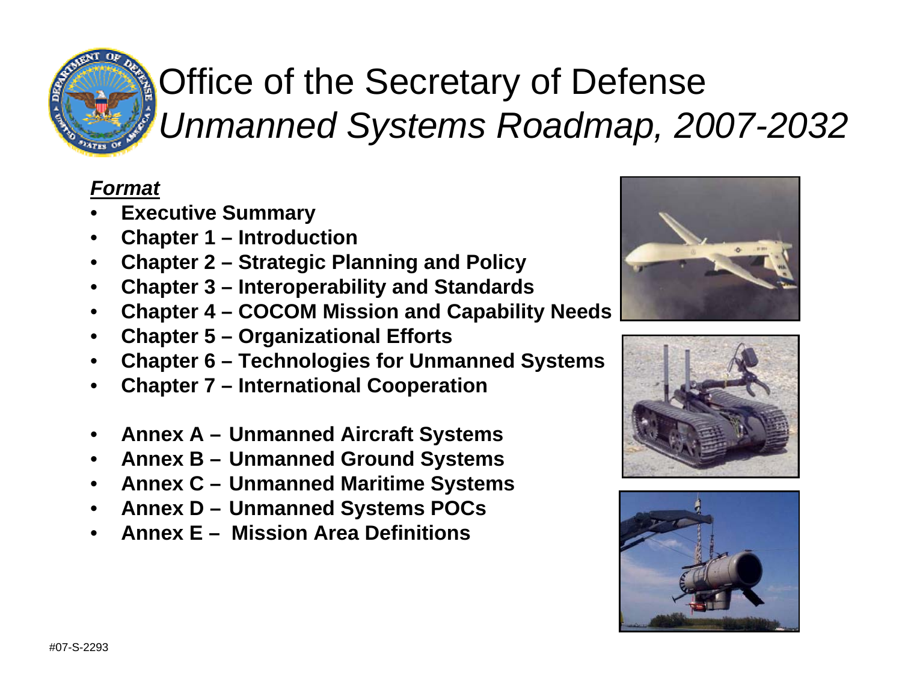# Office of the Secretary of Defense
## *Unmanned Systems Roadmap, 2007-2032*

***Format***

- **Executive Summary**
- **Chapter 1 – Introduction**
- **Chapter 2 – Strategic Planning and Policy**
- **Chapter 3 – Interoperability and Standards**
- **Chapter 4 – COCOM Mission and Capability Needs**
- **Chapter 5 – Organizational Efforts**
- **Chapter 6 – Technologies for Unmanned Systems**
- **Chapter 7 – International Cooperation**

- **Annex A – Unmanned Aircraft Systems**
- **Annex B – Unmanned Ground Systems**
- **Annex C – Unmanned Maritime Systems**
- **Annex D – Unmanned Systems POCs**
- **Annex E – Mission Area Definitions**

#07-S-2293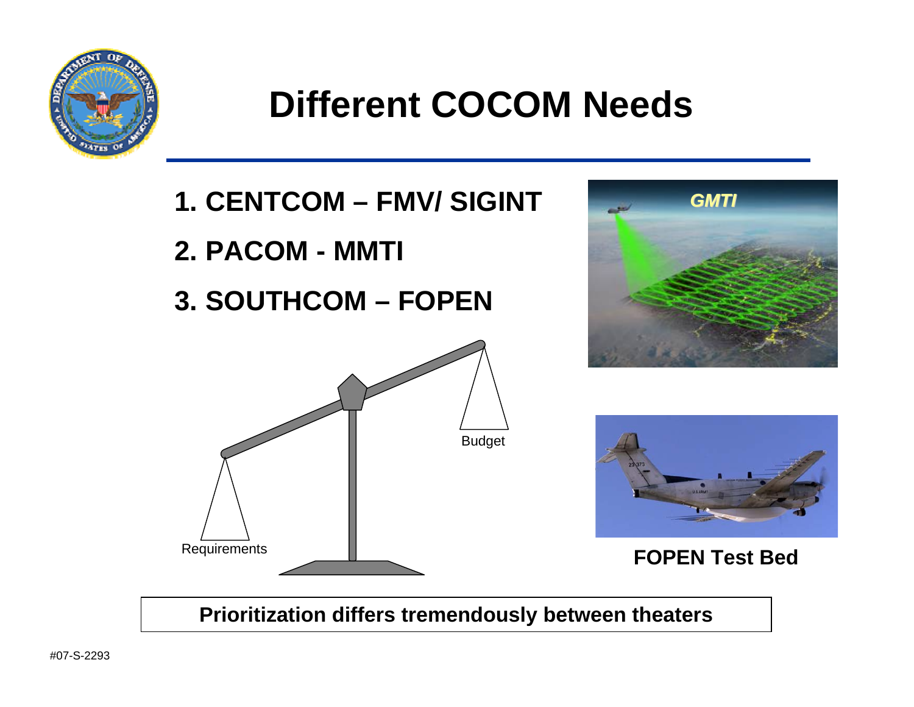# Different COCOM Needs

1. CENTCOM – FMV/ SIGINT
2. PACOM - MMTI
3. SOUTHCOM – FOPEN

GMTI

Budget

Requirements

**FOPEN Test Bed**

**Prioritization differs tremendously between theaters**

#07-S-2293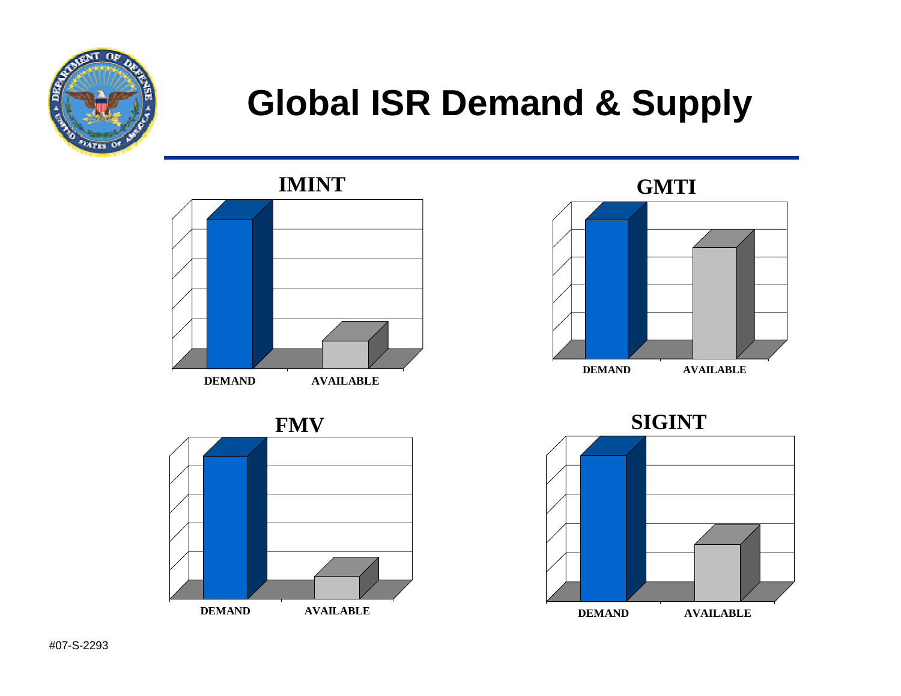# Global ISR Demand & Supply

**IMINT**

DEMAND AVAILABLE

**GMTI**

DEMAND AVAILABLE

**FMV**

DEMAND AVAILABLE

**SIGINT**

DEMAND AVAILABLE

#07-S-2293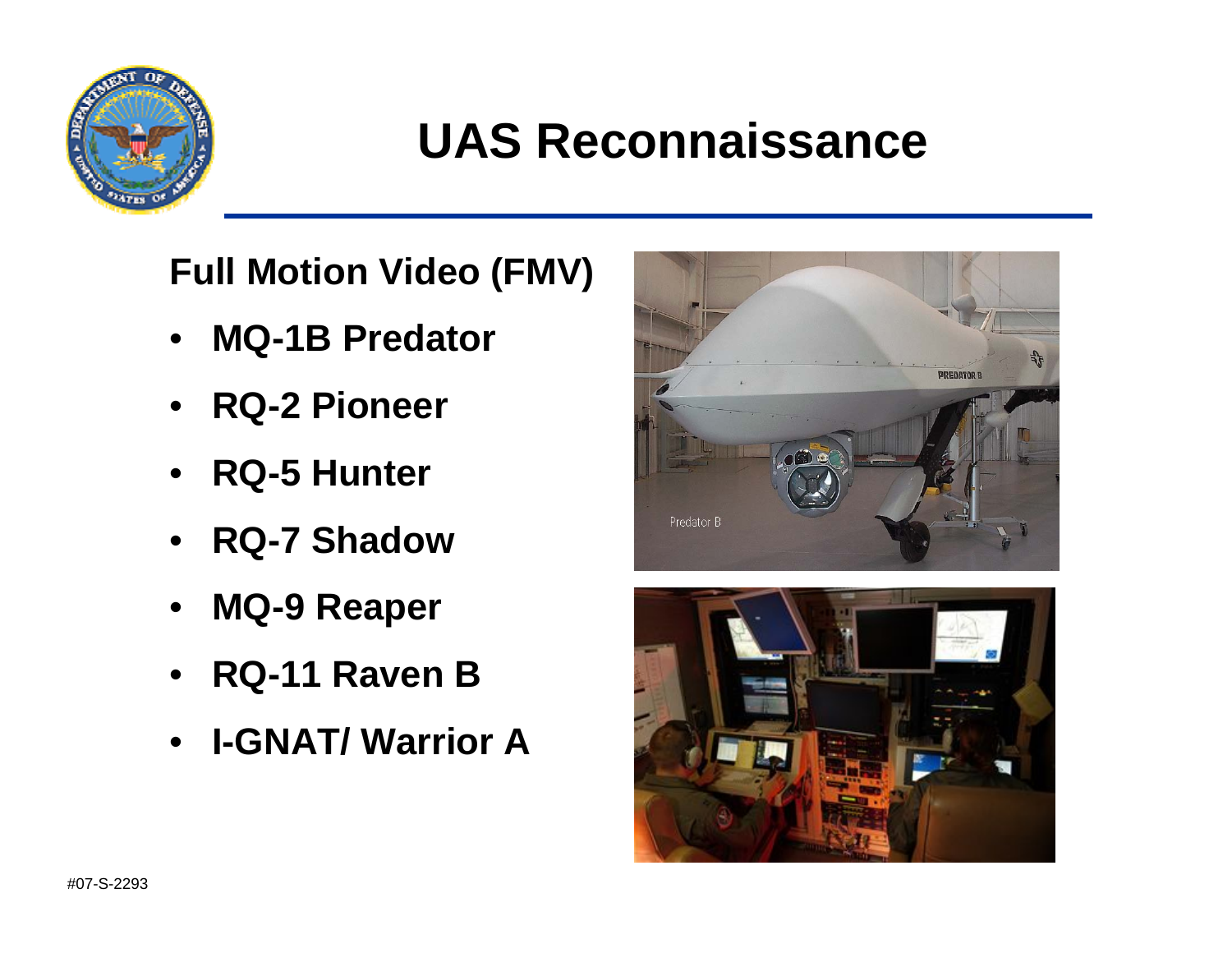# UAS Reconnaissance

**Full Motion Video (FMV)**

- **MQ-1B Predator**
- **RQ-2 Pioneer**
- **RQ-5 Hunter**
- **RQ-7 Shadow**
- **MQ-9 Reaper**
- **RQ-11 Raven B**
- **I-GNAT/ Warrior A**

#07-S-2293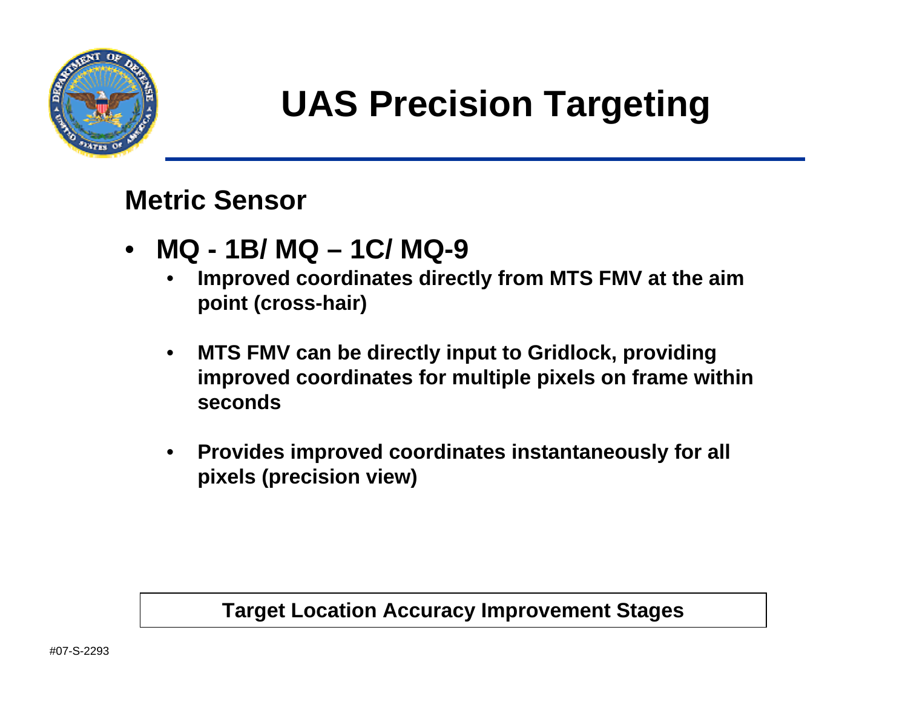# UAS Precision Targeting

## Metric Sensor

- **MQ - 1B/ MQ – 1C/ MQ-9**
  - **Improved coordinates directly from MTS FMV at the aim point (cross-hair)**
  - **MTS FMV can be directly input to Gridlock, providing improved coordinates for multiple pixels on frame within seconds**
  - **Provides improved coordinates instantaneously for all pixels (precision view)**

**Target Location Accuracy Improvement Stages**

#07-S-2293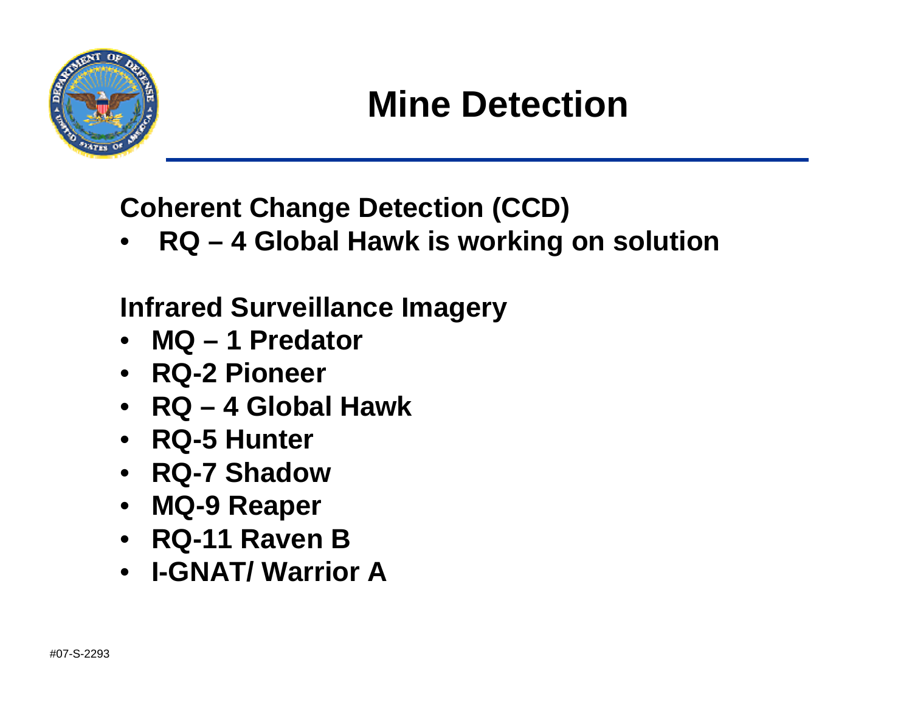# Mine Detection

**Coherent Change Detection (CCD)**

- **RQ – 4 Global Hawk is working on solution**

**Infrared Surveillance Imagery**

- **MQ – 1 Predator**
- **RQ-2 Pioneer**
- **RQ – 4 Global Hawk**
- **RQ-5 Hunter**
- **RQ-7 Shadow**
- **MQ-9 Reaper**
- **RQ-11 Raven B**
- **I-GNAT/ Warrior A**

#07-S-2293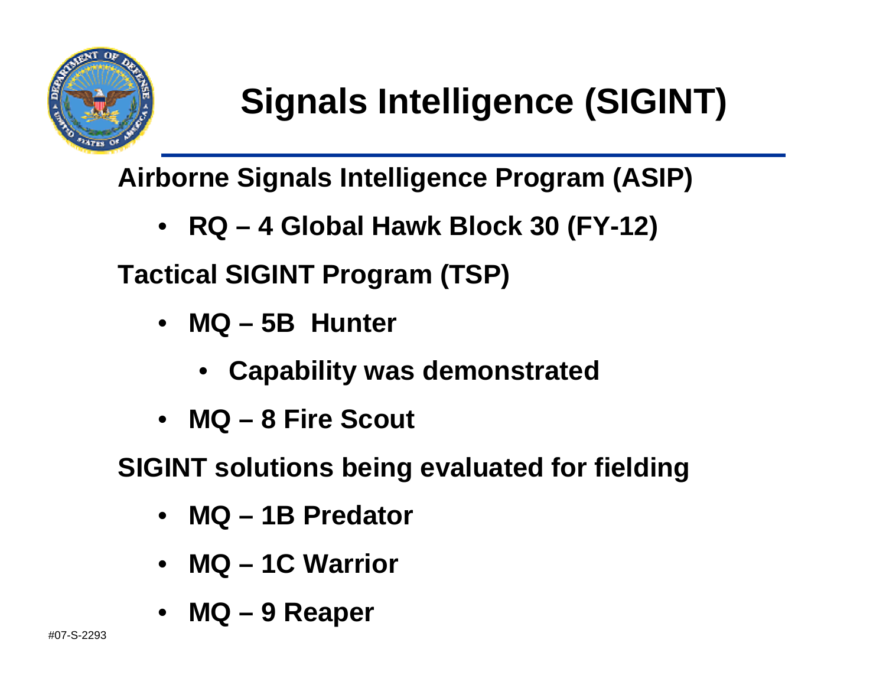# Signals Intelligence (SIGINT)

**Airborne Signals Intelligence Program (ASIP)**

- **RQ – 4 Global Hawk Block 30 (FY-12)**

**Tactical SIGINT Program (TSP)**

- **MQ – 5B Hunter**
  - **Capability was demonstrated**
- **MQ – 8 Fire Scout**

**SIGINT solutions being evaluated for fielding**

- **MQ – 1B Predator**
- **MQ – 1C Warrior**
- **MQ – 9 Reaper**

#07-S-2293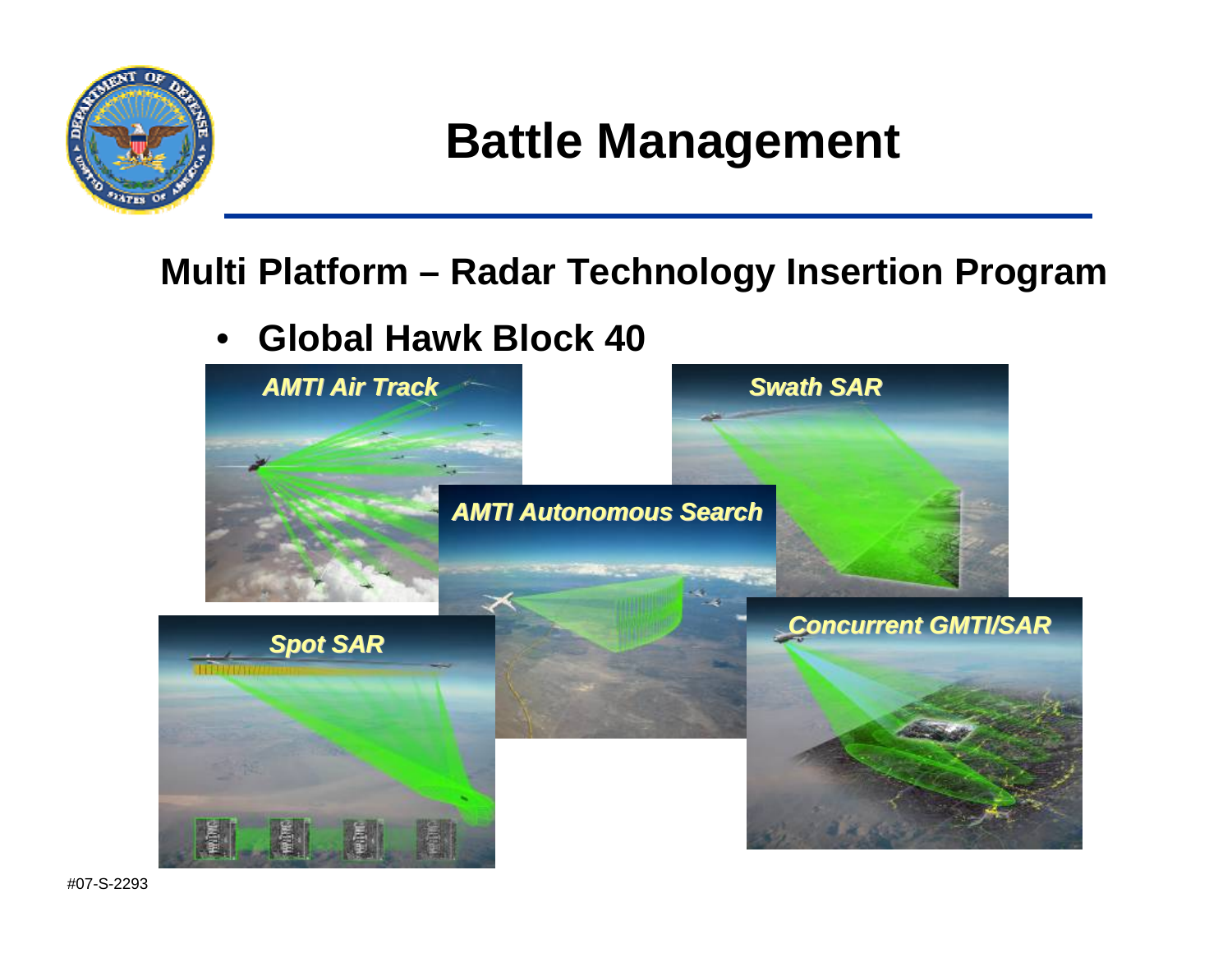# Battle Management

## Multi Platform – Radar Technology Insertion Program

- **Global Hawk Block 40**

*AMTI Air Track*

*Swath SAR*

*AMTI Autonomous Search*

*Spot SAR*

*Concurrent GMTI/SAR*

#07-S-2293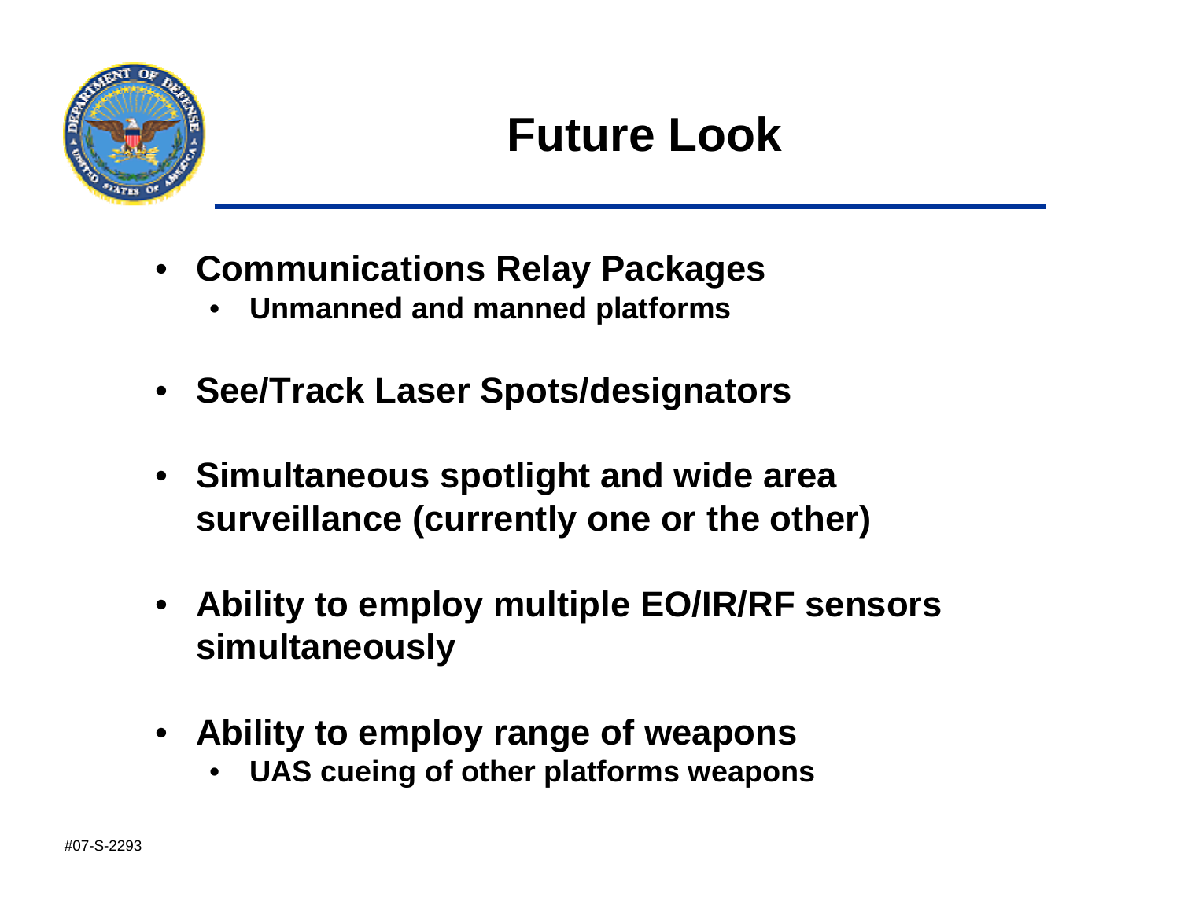# Future Look

- **Communications Relay Packages**
  - **Unmanned and manned platforms**
- **See/Track Laser Spots/designators**
- **Simultaneous spotlight and wide area surveillance (currently one or the other)**
- **Ability to employ multiple EO/IR/RF sensors simultaneously**
- **Ability to employ range of weapons**
  - **UAS cueing of other platforms weapons**

#07-S-2293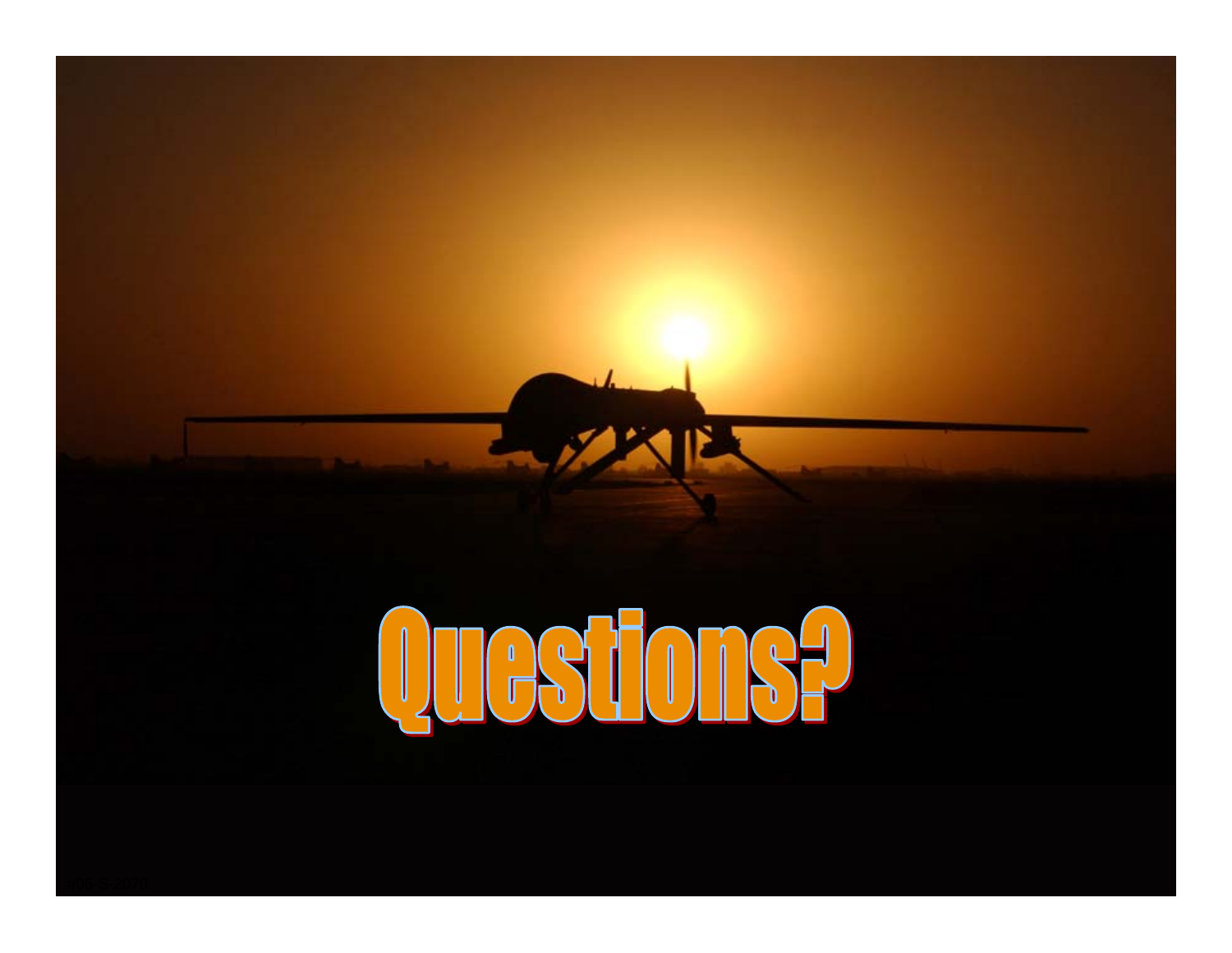# Questions?